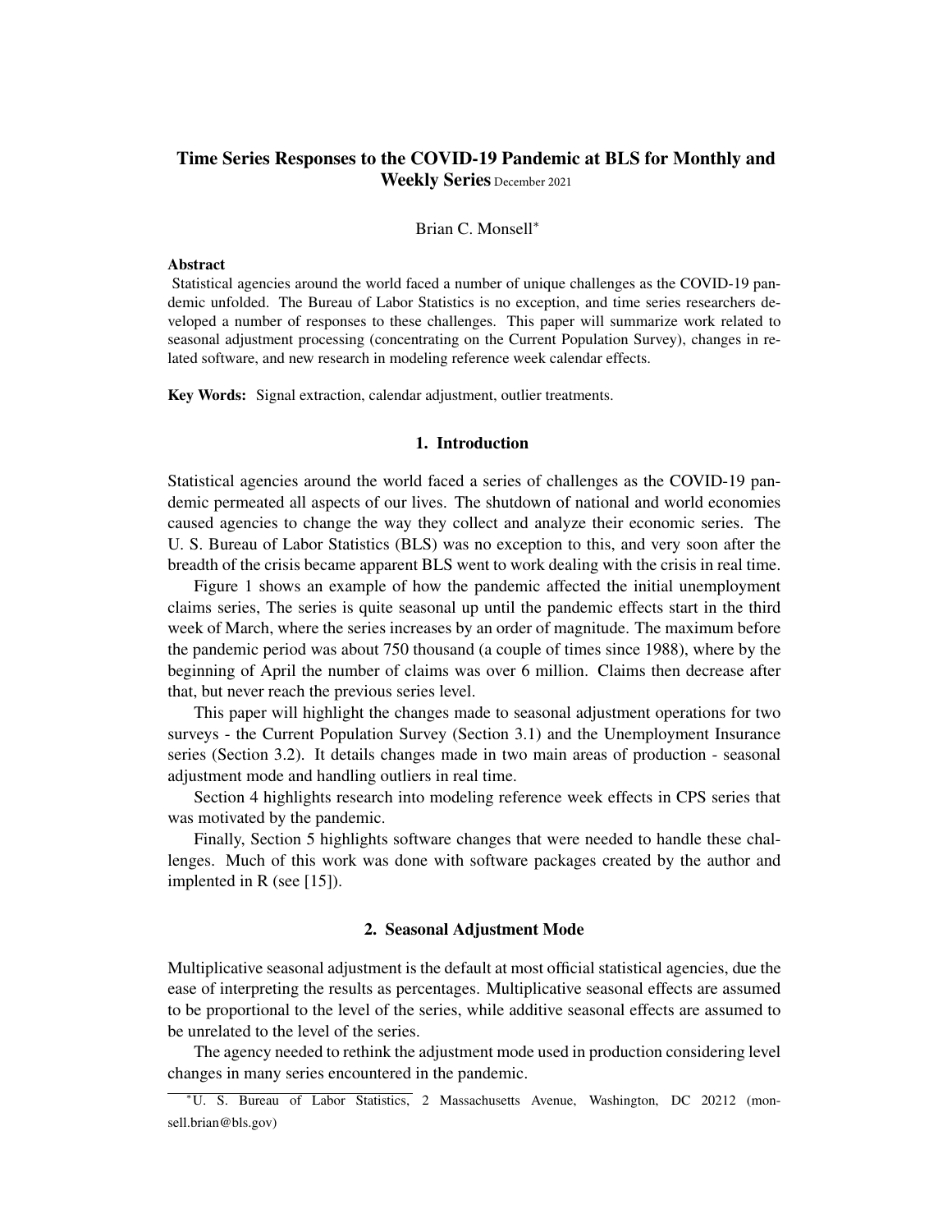# Time Series Responses to the COVID-19 Pandemic at BLS for Monthly and Weekly Series December 2021

Brian C. Monsell*

**Abstract**

Statistical agencies around the world faced a number of unique challenges as the COVID-19 pandemic unfolded. The Bureau of Labor Statistics is no exception, and time series researchers developed a number of responses to these challenges. This paper will summarize work related to seasonal adjustment processing (concentrating on the Current Population Survey), changes in related software, and new research in modeling reference week calendar effects.

**Key Words:** Signal extraction, calendar adjustment, outlier treatments.

## 1. Introduction

Statistical agencies around the world faced a series of challenges as the COVID-19 pandemic permeated all aspects of our lives. The shutdown of national and world economies caused agencies to change the way they collect and analyze their economic series. The U. S. Bureau of Labor Statistics (BLS) was no exception to this, and very soon after the breadth of the crisis became apparent BLS went to work dealing with the crisis in real time.

Figure 1 shows an example of how the pandemic affected the initial unemployment claims series, The series is quite seasonal up until the pandemic effects start in the third week of March, where the series increases by an order of magnitude. The maximum before the pandemic period was about 750 thousand (a couple of times since 1988), where by the beginning of April the number of claims was over 6 million. Claims then decrease after that, but never reach the previous series level.

This paper will highlight the changes made to seasonal adjustment operations for two surveys - the Current Population Survey (Section 3.1) and the Unemployment Insurance series (Section 3.2). It details changes made in two main areas of production - seasonal adjustment mode and handling outliers in real time.

Section 4 highlights research into modeling reference week effects in CPS series that was motivated by the pandemic.

Finally, Section 5 highlights software changes that were needed to handle these challenges. Much of this work was done with software packages created by the author and implented in R (see [15]).

## 2. Seasonal Adjustment Mode

Multiplicative seasonal adjustment is the default at most official statistical agencies, due the ease of interpreting the results as percentages. Multiplicative seasonal effects are assumed to be proportional to the level of the series, while additive seasonal effects are assumed to be unrelated to the level of the series.

The agency needed to rethink the adjustment mode used in production considering level changes in many series encountered in the pandemic.

*U. S. Bureau of Labor Statistics, 2 Massachusetts Avenue, Washington, DC 20212 (monsell.brian@bls.gov)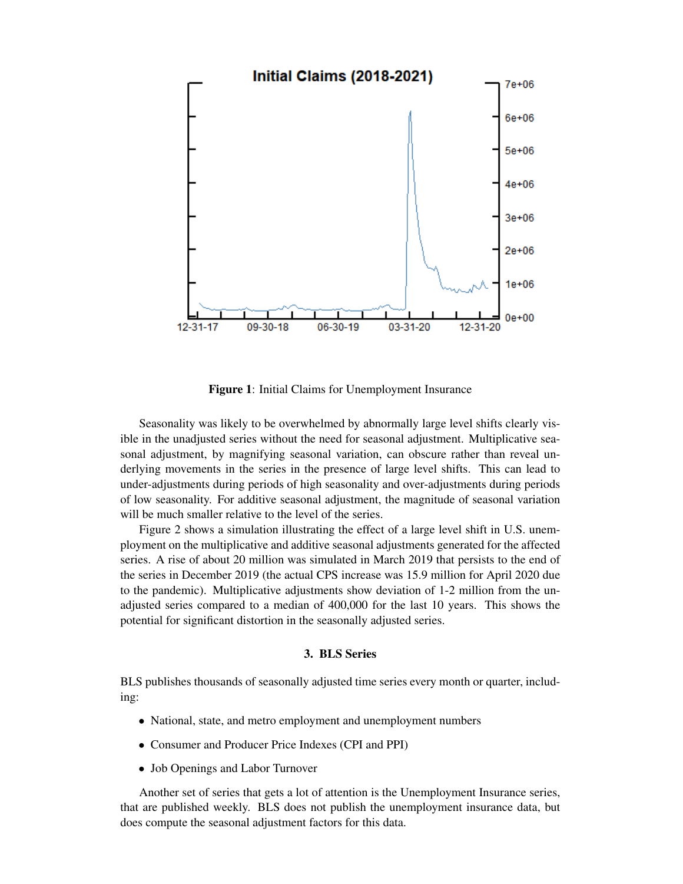**Figure 1**: Initial Claims for Unemployment Insurance

Seasonality was likely to be overwhelmed by abnormally large level shifts clearly visible in the unadjusted series without the need for seasonal adjustment. Multiplicative seasonal adjustment, by magnifying seasonal variation, can obscure rather than reveal underlying movements in the series in the presence of large level shifts. This can lead to under-adjustments during periods of high seasonality and over-adjustments during periods of low seasonality. For additive seasonal adjustment, the magnitude of seasonal variation will be much smaller relative to the level of the series.

Figure 2 shows a simulation illustrating the effect of a large level shift in U.S. unemployment on the multiplicative and additive seasonal adjustments generated for the affected series. A rise of about 20 million was simulated in March 2019 that persists to the end of the series in December 2019 (the actual CPS increase was 15.9 million for April 2020 due to the pandemic). Multiplicative adjustments show deviation of 1-2 million from the unadjusted series compared to a median of 400,000 for the last 10 years. This shows the potential for significant distortion in the seasonally adjusted series.

### 3. BLS Series

BLS publishes thousands of seasonally adjusted time series every month or quarter, including:

- National, state, and metro employment and unemployment numbers
- Consumer and Producer Price Indexes (CPI and PPI)
- Job Openings and Labor Turnover

Another set of series that gets a lot of attention is the Unemployment Insurance series, that are published weekly. BLS does not publish the unemployment insurance data, but does compute the seasonal adjustment factors for this data.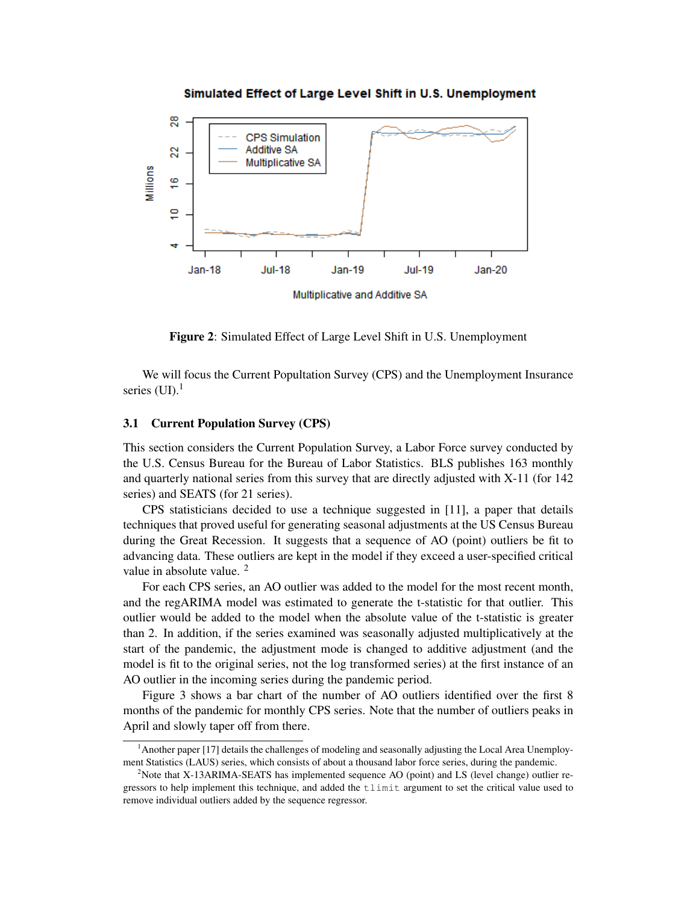**Figure 2**: Simulated Effect of Large Level Shift in U.S. Unemployment

We will focus the Current Popultation Survey (CPS) and the Unemployment Insurance series (UI).[1]

### 3.1 Current Population Survey (CPS)

This section considers the Current Population Survey, a Labor Force survey conducted by the U.S. Census Bureau for the Bureau of Labor Statistics. BLS publishes 163 monthly and quarterly national series from this survey that are directly adjusted with X-11 (for 142 series) and SEATS (for 21 series).

CPS statisticians decided to use a technique suggested in [11], a paper that details techniques that proved useful for generating seasonal adjustments at the US Census Bureau during the Great Recession. It suggests that a sequence of AO (point) outliers be fit to advancing data. These outliers are kept in the model if they exceed a user-specified critical value in absolute value. [2]

For each CPS series, an AO outlier was added to the model for the most recent month, and the regARIMA model was estimated to generate the t-statistic for that outlier. This outlier would be added to the model when the absolute value of the t-statistic is greater than 2. In addition, if the series examined was seasonally adjusted multiplicatively at the start of the pandemic, the adjustment mode is changed to additive adjustment (and the model is fit to the original series, not the log transformed series) at the first instance of an AO outlier in the incoming series during the pandemic period.

Figure 3 shows a bar chart of the number of AO outliers identified over the first 8 months of the pandemic for monthly CPS series. Note that the number of outliers peaks in April and slowly taper off from there.

[1] Another paper [17] details the challenges of modeling and seasonally adjusting the Local Area Unemployment Statistics (LAUS) series, which consists of about a thousand labor force series, during the pandemic.

[2] Note that X-13ARIMA-SEATS has implemented sequence AO (point) and LS (level change) outlier regressors to help implement this technique, and added the `tlimit` argument to set the critical value used to remove individual outliers added by the sequence regressor.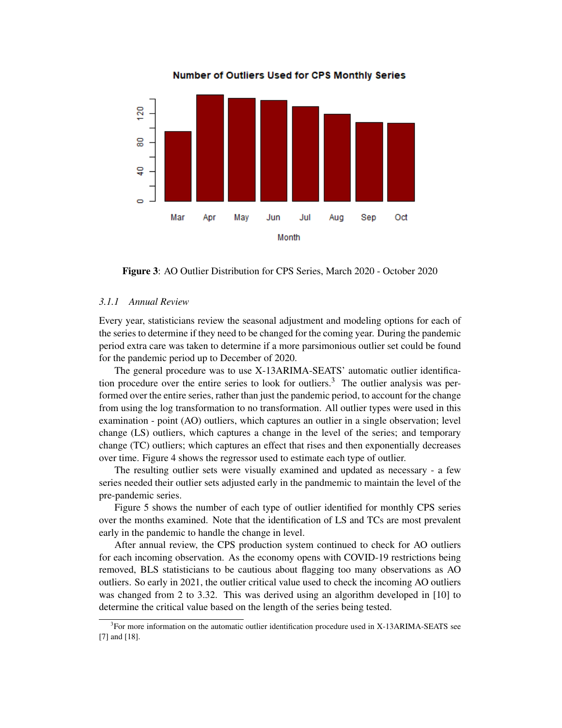Figure 3: AO Outlier Distribution for CPS Series, March 2020 - October 2020

#### 3.1.1 *Annual Review*

Every year, statisticians review the seasonal adjustment and modeling options for each of the series to determine if they need to be changed for the coming year. During the pandemic period extra care was taken to determine if a more parsimonious outlier set could be found for the pandemic period up to December of 2020.

The general procedure was to use X-13ARIMA-SEATS' automatic outlier identification procedure over the entire series to look for outliers.[3] The outlier analysis was performed over the entire series, rather than just the pandemic period, to account for the change from using the log transformation to no transformation. All outlier types were used in this examination - point (AO) outliers, which captures an outlier in a single observation; level change (LS) outliers, which captures a change in the level of the series; and temporary change (TC) outliers; which captures an effect that rises and then exponentially decreases over time. Figure 4 shows the regressor used to estimate each type of outlier.

The resulting outlier sets were visually examined and updated as necessary - a few series needed their outlier sets adjusted early in the pandmemic to maintain the level of the pre-pandemic series.

Figure 5 shows the number of each type of outlier identified for monthly CPS series over the months examined. Note that the identification of LS and TCs are most prevalent early in the pandemic to handle the change in level.

After annual review, the CPS production system continued to check for AO outliers for each incoming observation. As the economy opens with COVID-19 restrictions being removed, BLS statisticians to be cautious about flagging too many observations as AO outliers. So early in 2021, the outlier critical value used to check the incoming AO outliers was changed from 2 to 3.32. This was derived using an algorithm developed in [10] to determine the critical value based on the length of the series being tested.

[3] For more information on the automatic outlier identification procedure used in X-13ARIMA-SEATS see [7] and [18].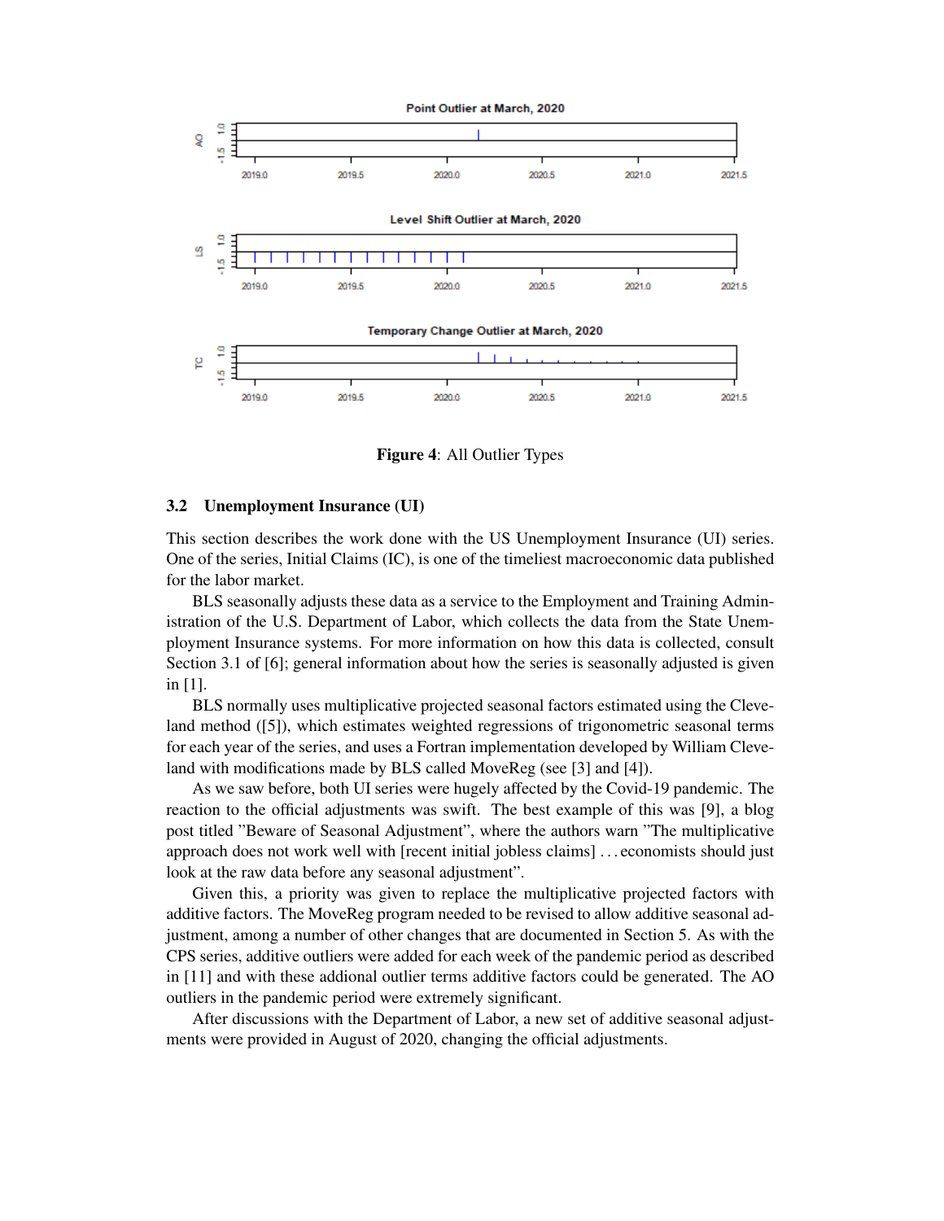Figure 4: All Outlier Types

### 3.2 Unemployment Insurance (UI)

This section describes the work done with the US Unemployment Insurance (UI) series. One of the series, Initial Claims (IC), is one of the timeliest macroeconomic data published for the labor market.

BLS seasonally adjusts these data as a service to the Employment and Training Administration of the U.S. Department of Labor, which collects the data from the State Unemployment Insurance systems. For more information on how this data is collected, consult Section 3.1 of [6]; general information about how the series is seasonally adjusted is given in [1].

BLS normally uses multiplicative projected seasonal factors estimated using the Cleveland method ([5]), which estimates weighted regressions of trigonometric seasonal terms for each year of the series, and uses a Fortran implementation developed by William Cleveland with modifications made by BLS called MoveReg (see [3] and [4]).

As we saw before, both UI series were hugely affected by the Covid-19 pandemic. The reaction to the official adjustments was swift. The best example of this was [9], a blog post titled "Beware of Seasonal Adjustment", where the authors warn "The multiplicative approach does not work well with [recent initial jobless claims] . . . economists should just look at the raw data before any seasonal adjustment".

Given this, a priority was given to replace the multiplicative projected factors with additive factors. The MoveReg program needed to be revised to allow additive seasonal adjustment, among a number of other changes that are documented in Section 5. As with the CPS series, additive outliers were added for each week of the pandemic period as described in [11] and with these addional outlier terms additive factors could be generated. The AO outliers in the pandemic period were extremely significant.

After discussions with the Department of Labor, a new set of additive seasonal adjustments were provided in August of 2020, changing the official adjustments.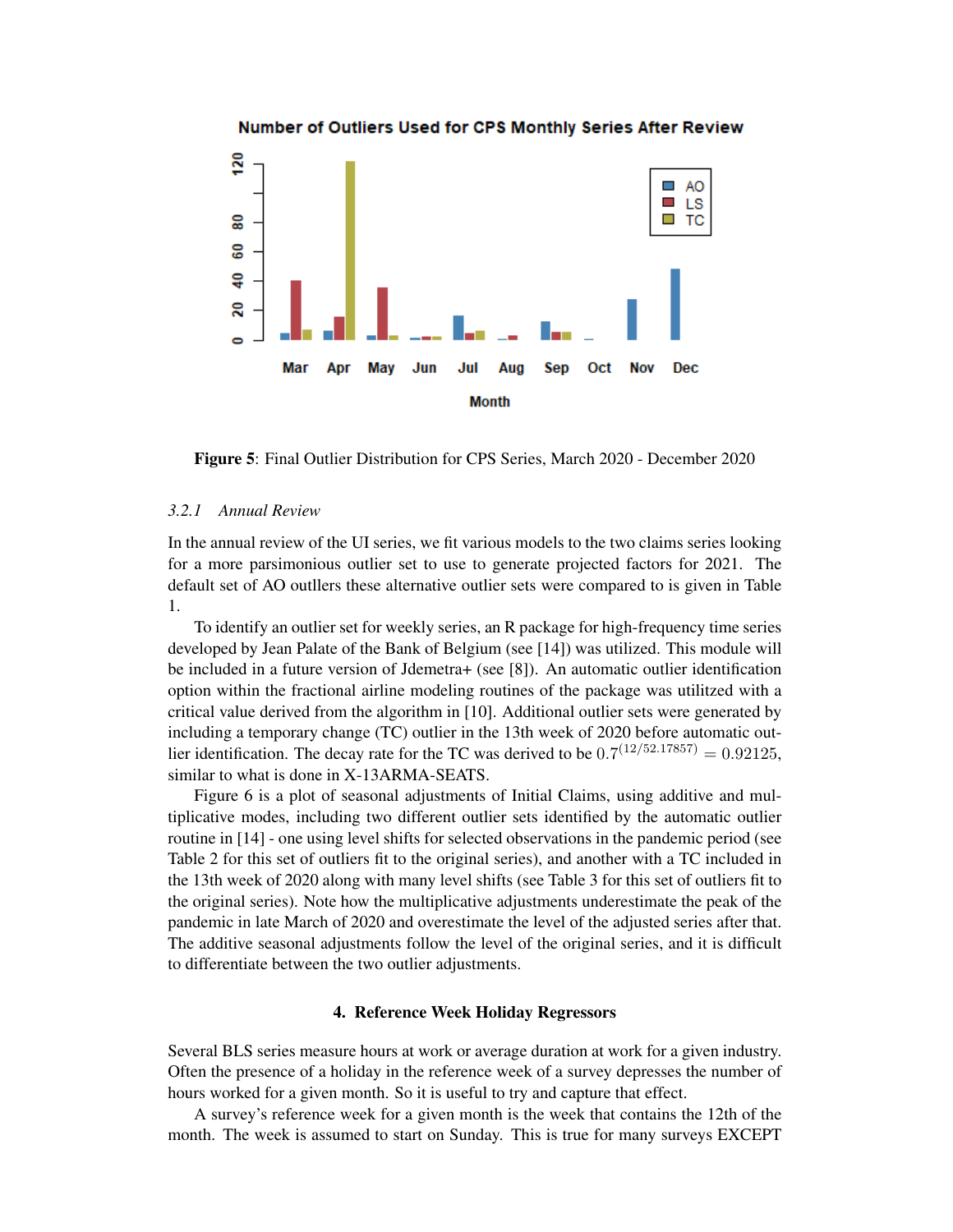**Figure 5**: Final Outlier Distribution for CPS Series, March 2020 - December 2020

#### 3.2.1 *Annual Review*

In the annual review of the UI series, we fit various models to the two claims series looking for a more parsimonious outlier set to use to generate projected factors for 2021. The default set of AO outllers these alternative outlier sets were compared to is given in Table 1.

To identify an outlier set for weekly series, an R package for high-frequency time series developed by Jean Palate of the Bank of Belgium (see [14]) was utilized. This module will be included in a future version of Jdemetra+ (see [8]). An automatic outlier identification option within the fractional airline modeling routines of the package was utilitzed with a critical value derived from the algorithm in [10]. Additional outlier sets were generated by including a temporary change (TC) outlier in the 13th week of 2020 before automatic outlier identification. The decay rate for the TC was derived to be $0.7^{(12/52.17857)} = 0.92125$, similar to what is done in X-13ARMA-SEATS.

Figure 6 is a plot of seasonal adjustments of Initial Claims, using additive and multiplicative modes, including two different outlier sets identified by the automatic outlier routine in [14] - one using level shifts for selected observations in the pandemic period (see Table 2 for this set of outliers fit to the original series), and another with a TC included in the 13th week of 2020 along with many level shifts (see Table 3 for this set of outliers fit to the original series). Note how the multiplicative adjustments underestimate the peak of the pandemic in late March of 2020 and overestimate the level of the adjusted series after that. The additive seasonal adjustments follow the level of the original series, and it is difficult to differentiate between the two outlier adjustments.

## 4. Reference Week Holiday Regressors

Several BLS series measure hours at work or average duration at work for a given industry. Often the presence of a holiday in the reference week of a survey depresses the number of hours worked for a given month. So it is useful to try and capture that effect.

A survey's reference week for a given month is the week that contains the 12th of the month. The week is assumed to start on Sunday. This is true for many surveys EXCEPT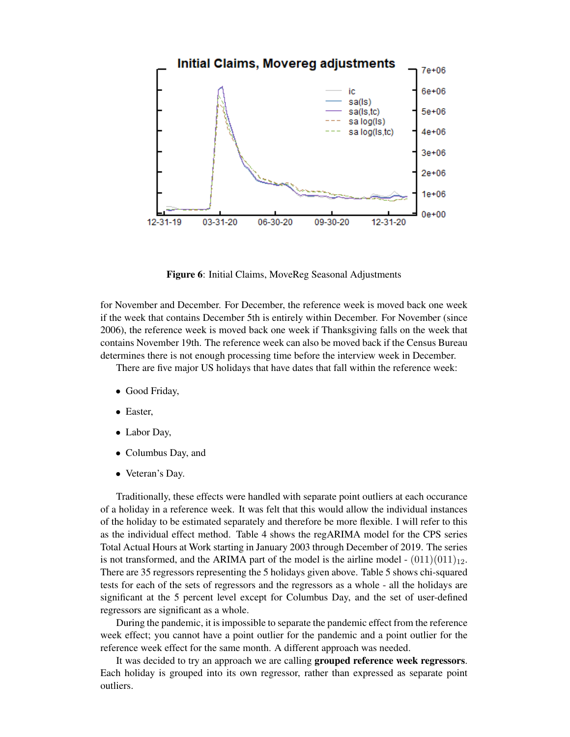**Figure 6**: Initial Claims, MoveReg Seasonal Adjustments

for November and December. For December, the reference week is moved back one week if the week that contains December 5th is entirely within December. For November (since 2006), the reference week is moved back one week if Thanksgiving falls on the week that contains November 19th. The reference week can also be moved back if the Census Bureau determines there is not enough processing time before the interview week in December.

There are five major US holidays that have dates that fall within the reference week:

- Good Friday,
- Easter,
- Labor Day,
- Columbus Day, and
- Veteran's Day.

Traditionally, these effects were handled with separate point outliers at each occurance of a holiday in a reference week. It was felt that this would allow the individual instances of the holiday to be estimated separately and therefore be more flexible. I will refer to this as the individual effect method. Table 4 shows the regARIMA model for the CPS series Total Actual Hours at Work starting in January 2003 through December of 2019. The series is not transformed, and the ARIMA part of the model is the airline model - $(011)(011)_{12}$. There are 35 regressors representing the 5 holidays given above. Table 5 shows chi-squared tests for each of the sets of regressors and the regressors as a whole - all the holidays are significant at the 5 percent level except for Columbus Day, and the set of user-defined regressors are significant as a whole.

During the pandemic, it is impossible to separate the pandemic effect from the reference week effect; you cannot have a point outlier for the pandemic and a point outlier for the reference week effect for the same month. A different approach was needed.

It was decided to try an approach we are calling **grouped reference week regressors**. Each holiday is grouped into its own regressor, rather than expressed as separate point outliers.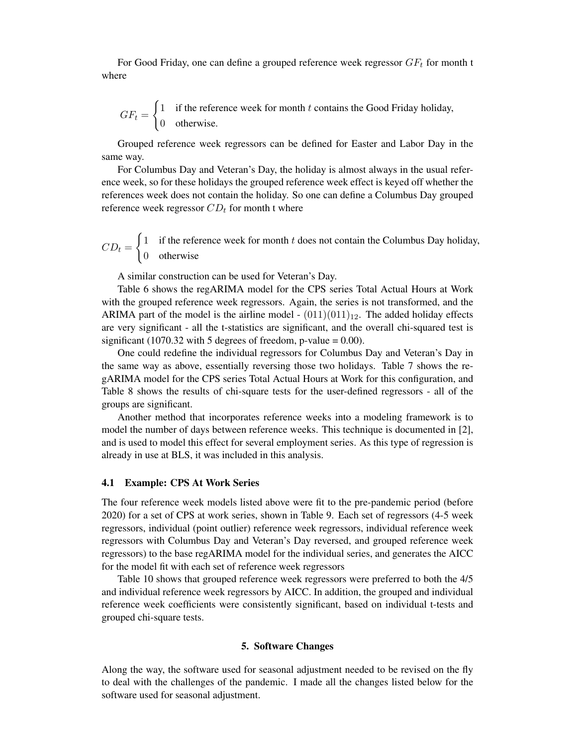For Good Friday, one can define a grouped reference week regressor $GF_t$ for month t where

$$GF_t = \begin{cases} 1 & \text{if the reference week for month } t \text{ contains the Good Friday holiday,} \\ 0 & \text{otherwise.} \end{cases}$$

Grouped reference week regressors can be defined for Easter and Labor Day in the same way.

For Columbus Day and Veteran's Day, the holiday is almost always in the usual reference week, so for these holidays the grouped reference week effect is keyed off whether the references week does not contain the holiday. So one can define a Columbus Day grouped reference week regressor $CD_t$ for month t where

$$CD_t = \begin{cases} 1 & \text{if the reference week for month } t \text{ does not contain the Columbus Day holiday,} \\ 0 & \text{otherwise} \end{cases}$$

A similar construction can be used for Veteran's Day.

Table 6 shows the regARIMA model for the CPS series Total Actual Hours at Work with the grouped reference week regressors. Again, the series is not transformed, and the ARIMA part of the model is the airline model - $(011)(011)_{12}$. The added holiday effects are very significant - all the t-statistics are significant, and the overall chi-squared test is significant (1070.32 with 5 degrees of freedom, p-value = 0.00).

One could redefine the individual regressors for Columbus Day and Veteran's Day in the same way as above, essentially reversing those two holidays. Table 7 shows the regARIMA model for the CPS series Total Actual Hours at Work for this configuration, and Table 8 shows the results of chi-square tests for the user-defined regressors - all of the groups are significant.

Another method that incorporates reference weeks into a modeling framework is to model the number of days between reference weeks. This technique is documented in [2], and is used to model this effect for several employment series. As this type of regression is already in use at BLS, it was included in this analysis.

### 4.1 Example: CPS At Work Series

The four reference week models listed above were fit to the pre-pandemic period (before 2020) for a set of CPS at work series, shown in Table 9. Each set of regressors (4-5 week regressors, individual (point outlier) reference week regressors, individual reference week regressors with Columbus Day and Veteran's Day reversed, and grouped reference week regressors) to the base regARIMA model for the individual series, and generates the AICC for the model fit with each set of reference week regressors

Table 10 shows that grouped reference week regressors were preferred to both the 4/5 and individual reference week regressors by AICC. In addition, the grouped and individual reference week coefficients were consistently significant, based on individual t-tests and grouped chi-square tests.

## 5. Software Changes

Along the way, the software used for seasonal adjustment needed to be revised on the fly to deal with the challenges of the pandemic. I made all the changes listed below for the software used for seasonal adjustment.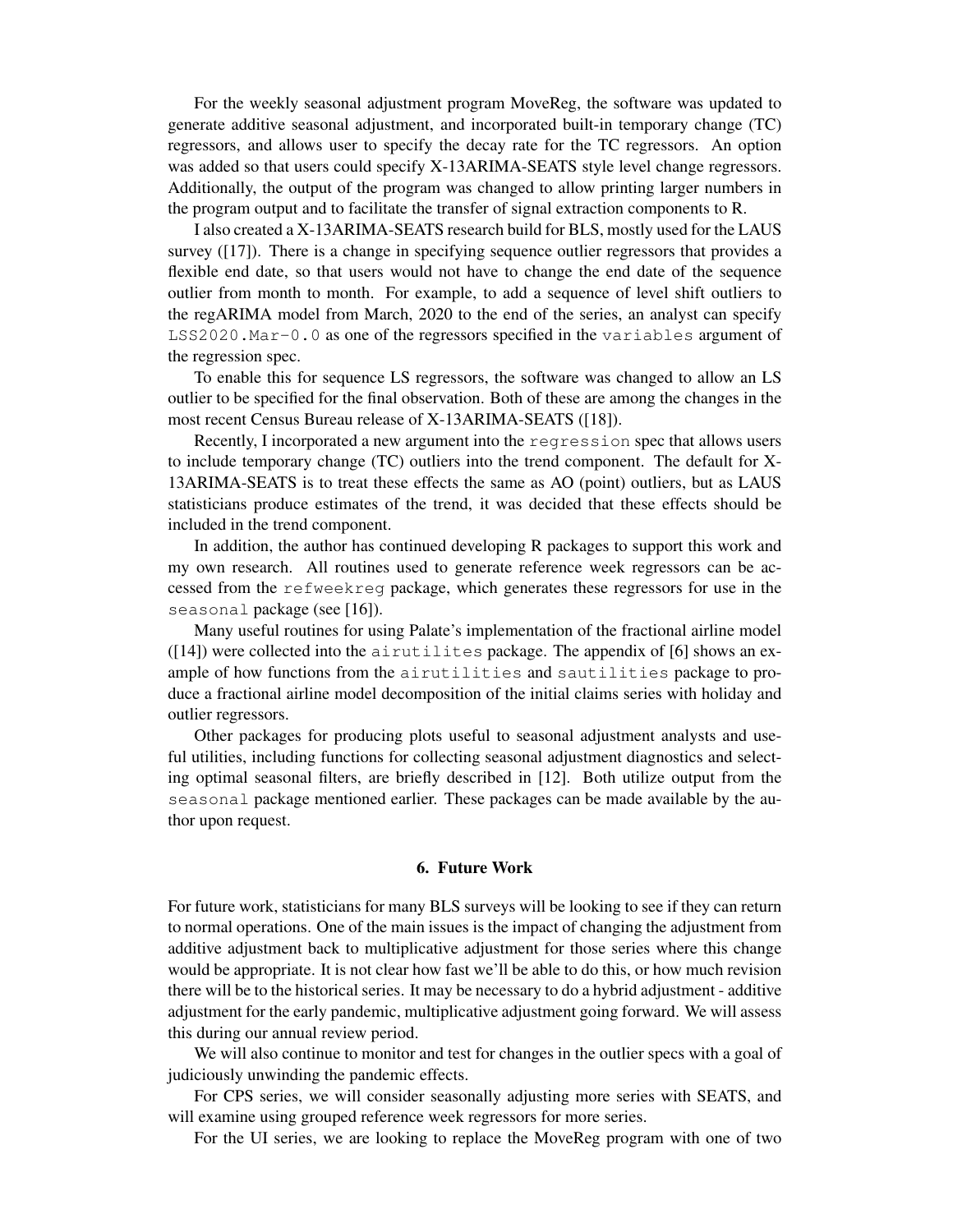For the weekly seasonal adjustment program MoveReg, the software was updated to generate additive seasonal adjustment, and incorporated built-in temporary change (TC) regressors, and allows user to specify the decay rate for the TC regressors. An option was added so that users could specify X-13ARIMA-SEATS style level change regressors. Additionally, the output of the program was changed to allow printing larger numbers in the program output and to facilitate the transfer of signal extraction components to R.

I also created a X-13ARIMA-SEATS research build for BLS, mostly used for the LAUS survey ([17]). There is a change in specifying sequence outlier regressors that provides a flexible end date, so that users would not have to change the end date of the sequence outlier from month to month. For example, to add a sequence of level shift outliers to the regARIMA model from March, 2020 to the end of the series, an analyst can specify `LSS2020.Mar-0.0` as one of the regressors specified in the `variables` argument of the regression spec.

To enable this for sequence LS regressors, the software was changed to allow an LS outlier to be specified for the final observation. Both of these are among the changes in the most recent Census Bureau release of X-13ARIMA-SEATS ([18]).

Recently, I incorporated a new argument into the `regression` spec that allows users to include temporary change (TC) outliers into the trend component. The default for X-13ARIMA-SEATS is to treat these effects the same as AO (point) outliers, but as LAUS statisticians produce estimates of the trend, it was decided that these effects should be included in the trend component.

In addition, the author has continued developing R packages to support this work and my own research. All routines used to generate reference week regressors can be accessed from the `refweekreg` package, which generates these regressors for use in the `seasonal` package (see [16]).

Many useful routines for using Palate's implementation of the fractional airline model ([14]) were collected into the `airutilites` package. The appendix of [6] shows an example of how functions from the `airutilities` and `sautilities` package to produce a fractional airline model decomposition of the initial claims series with holiday and outlier regressors.

Other packages for producing plots useful to seasonal adjustment analysts and useful utilities, including functions for collecting seasonal adjustment diagnostics and selecting optimal seasonal filters, are briefly described in [12]. Both utilize output from the `seasonal` package mentioned earlier. These packages can be made available by the author upon request.

## 6. Future Work

For future work, statisticians for many BLS surveys will be looking to see if they can return to normal operations. One of the main issues is the impact of changing the adjustment from additive adjustment back to multiplicative adjustment for those series where this change would be appropriate. It is not clear how fast we'll be able to do this, or how much revision there will be to the historical series. It may be necessary to do a hybrid adjustment - additive adjustment for the early pandemic, multiplicative adjustment going forward. We will assess this during our annual review period.

We will also continue to monitor and test for changes in the outlier specs with a goal of judiciously unwinding the pandemic effects.

For CPS series, we will consider seasonally adjusting more series with SEATS, and will examine using grouped reference week regressors for more series.

For the UI series, we are looking to replace the MoveReg program with one of two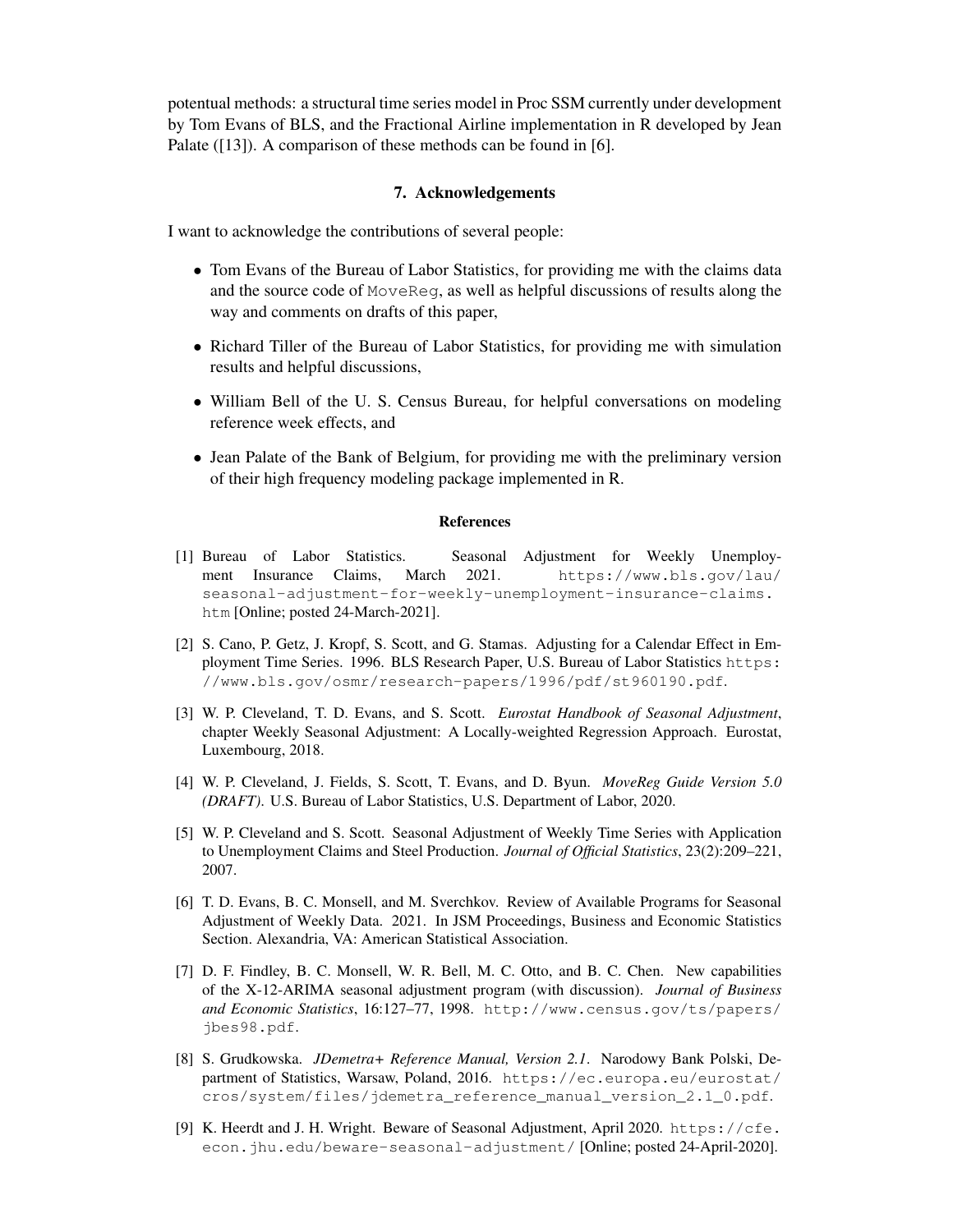potentual methods: a structural time series model in Proc SSM currently under development by Tom Evans of BLS, and the Fractional Airline implementation in R developed by Jean Palate ([13]). A comparison of these methods can be found in [6].

## 7. Acknowledgements

I want to acknowledge the contributions of several people:

- Tom Evans of the Bureau of Labor Statistics, for providing me with the claims data and the source code of `MoveReg`, as well as helpful discussions of results along the way and comments on drafts of this paper,
- Richard Tiller of the Bureau of Labor Statistics, for providing me with simulation results and helpful discussions,
- William Bell of the U. S. Census Bureau, for helpful conversations on modeling reference week effects, and
- Jean Palate of the Bank of Belgium, for providing me with the preliminary version of their high frequency modeling package implemented in R.

## References

[1] Bureau of Labor Statistics. Seasonal Adjustment for Weekly Unemployment Insurance Claims, March 2021. `https://www.bls.gov/lau/seasonal-adjustment-for-weekly-unemployment-insurance-claims.htm` [Online; posted 24-March-2021].

[2] S. Cano, P. Getz, J. Kropf, S. Scott, and G. Stamas. Adjusting for a Calendar Effect in Employment Time Series. 1996. BLS Research Paper, U.S. Bureau of Labor Statistics `https://www.bls.gov/osmr/research-papers/1996/pdf/st960190.pdf`.

[3] W. P. Cleveland, T. D. Evans, and S. Scott. *Eurostat Handbook of Seasonal Adjustment*, chapter Weekly Seasonal Adjustment: A Locally-weighted Regression Approach. Eurostat, Luxembourg, 2018.

[4] W. P. Cleveland, J. Fields, S. Scott, T. Evans, and D. Byun. *MoveReg Guide Version 5.0 (DRAFT)*. U.S. Bureau of Labor Statistics, U.S. Department of Labor, 2020.

[5] W. P. Cleveland and S. Scott. Seasonal Adjustment of Weekly Time Series with Application to Unemployment Claims and Steel Production. *Journal of Official Statistics*, 23(2):209–221, 2007.

[6] T. D. Evans, B. C. Monsell, and M. Sverchkov. Review of Available Programs for Seasonal Adjustment of Weekly Data. 2021. In JSM Proceedings, Business and Economic Statistics Section. Alexandria, VA: American Statistical Association.

[7] D. F. Findley, B. C. Monsell, W. R. Bell, M. C. Otto, and B. C. Chen. New capabilities of the X-12-ARIMA seasonal adjustment program (with discussion). *Journal of Business and Economic Statistics*, 16:127–77, 1998. `http://www.census.gov/ts/papers/jbes98.pdf`.

[8] S. Grudkowska. *JDemetra+ Reference Manual, Version 2.1*. Narodowy Bank Polski, Department of Statistics, Warsaw, Poland, 2016. `https://ec.europa.eu/eurostat/cros/system/files/jdemetra_reference_manual_version_2.1_0.pdf`.

[9] K. Heerdt and J. H. Wright. Beware of Seasonal Adjustment, April 2020. `https://cfe.econ.jhu.edu/beware-seasonal-adjustment/` [Online; posted 24-April-2020].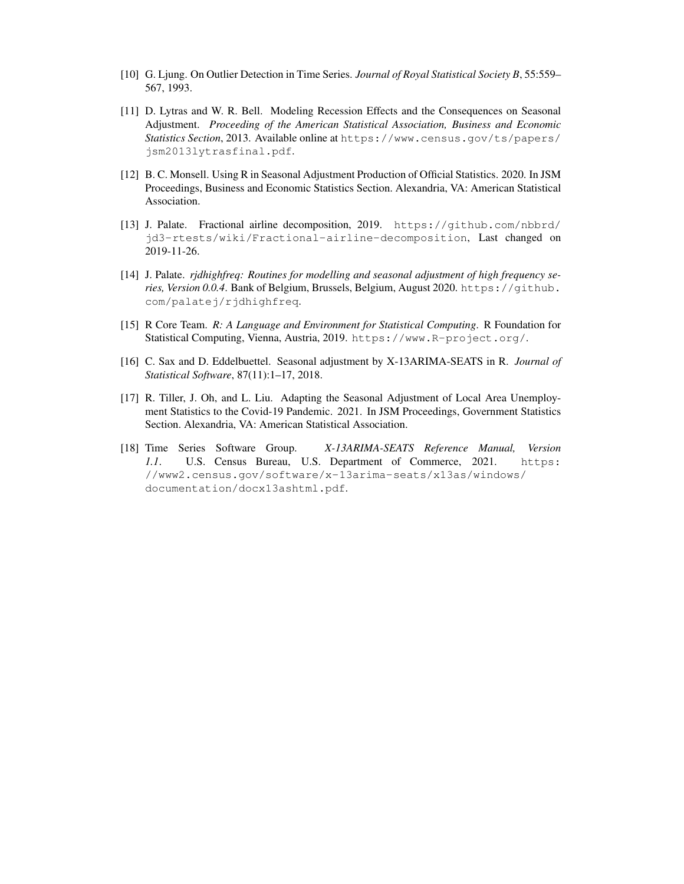[10] G. Ljung. On Outlier Detection in Time Series. *Journal of Royal Statistical Society B*, 55:559–567, 1993.

[11] D. Lytras and W. R. Bell. Modeling Recession Effects and the Consequences on Seasonal Adjustment. *Proceeding of the American Statistical Association, Business and Economic Statistics Section*, 2013. Available online at `https://www.census.gov/ts/papers/jsm2013lytrasfinal.pdf`.

[12] B. C. Monsell. Using R in Seasonal Adjustment Production of Official Statistics. 2020. In JSM Proceedings, Business and Economic Statistics Section. Alexandria, VA: American Statistical Association.

[13] J. Palate. Fractional airline decomposition, 2019. `https://github.com/nbbrd/jd3-rtests/wiki/Fractional-airline-decomposition`, Last changed on 2019-11-26.

[14] J. Palate. *rjdhighfreq: Routines for modelling and seasonal adjustment of high frequency series, Version 0.0.4*. Bank of Belgium, Brussels, Belgium, August 2020. `https://github.com/palatej/rjdhighfreq`.

[15] R Core Team. *R: A Language and Environment for Statistical Computing*. R Foundation for Statistical Computing, Vienna, Austria, 2019. `https://www.R-project.org/`.

[16] C. Sax and D. Eddelbuettel. Seasonal adjustment by X-13ARIMA-SEATS in R. *Journal of Statistical Software*, 87(11):1–17, 2018.

[17] R. Tiller, J. Oh, and L. Liu. Adapting the Seasonal Adjustment of Local Area Unemployment Statistics to the Covid-19 Pandemic. 2021. In JSM Proceedings, Government Statistics Section. Alexandria, VA: American Statistical Association.

[18] Time Series Software Group. *X-13ARIMA-SEATS Reference Manual, Version 1.1*. U.S. Census Bureau, U.S. Department of Commerce, 2021. `https://www2.census.gov/software/x-13arima-seats/x13as/windows/documentation/docx13ashtml.pdf`.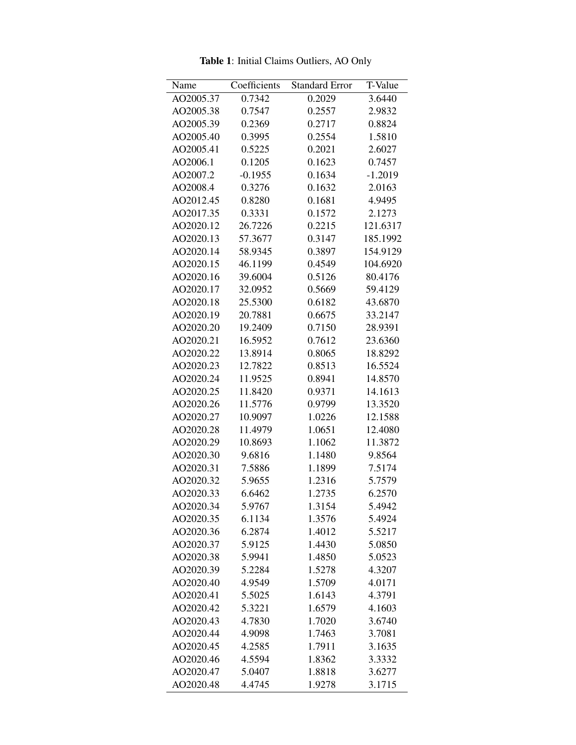**Table 1**: Initial Claims Outliers, AO Only

| Name | Coefficients | Standard Error | T-Value |
|---|---|---|---|
| AO2005.37 | 0.7342 | 0.2029 | 3.6440 |
| AO2005.38 | 0.7547 | 0.2557 | 2.9832 |
| AO2005.39 | 0.2369 | 0.2717 | 0.8824 |
| AO2005.40 | 0.3995 | 0.2554 | 1.5810 |
| AO2005.41 | 0.5225 | 0.2021 | 2.6027 |
| AO2006.1 | 0.1205 | 0.1623 | 0.7457 |
| AO2007.2 | -0.1955 | 0.1634 | -1.2019 |
| AO2008.4 | 0.3276 | 0.1632 | 2.0163 |
| AO2012.45 | 0.8280 | 0.1681 | 4.9495 |
| AO2017.35 | 0.3331 | 0.1572 | 2.1273 |
| AO2020.12 | 26.7226 | 0.2215 | 121.6317 |
| AO2020.13 | 57.3677 | 0.3147 | 185.1992 |
| AO2020.14 | 58.9345 | 0.3897 | 154.9129 |
| AO2020.15 | 46.1199 | 0.4549 | 104.6920 |
| AO2020.16 | 39.6004 | 0.5126 | 80.4176 |
| AO2020.17 | 32.0952 | 0.5669 | 59.4129 |
| AO2020.18 | 25.5300 | 0.6182 | 43.6870 |
| AO2020.19 | 20.7881 | 0.6675 | 33.2147 |
| AO2020.20 | 19.2409 | 0.7150 | 28.9391 |
| AO2020.21 | 16.5952 | 0.7612 | 23.6360 |
| AO2020.22 | 13.8914 | 0.8065 | 18.8292 |
| AO2020.23 | 12.7822 | 0.8513 | 16.5524 |
| AO2020.24 | 11.9525 | 0.8941 | 14.8570 |
| AO2020.25 | 11.8420 | 0.9371 | 14.1613 |
| AO2020.26 | 11.5776 | 0.9799 | 13.3520 |
| AO2020.27 | 10.9097 | 1.0226 | 12.1588 |
| AO2020.28 | 11.4979 | 1.0651 | 12.4080 |
| AO2020.29 | 10.8693 | 1.1062 | 11.3872 |
| AO2020.30 | 9.6816 | 1.1480 | 9.8564 |
| AO2020.31 | 7.5886 | 1.1899 | 7.5174 |
| AO2020.32 | 5.9655 | 1.2316 | 5.7579 |
| AO2020.33 | 6.6462 | 1.2735 | 6.2570 |
| AO2020.34 | 5.9767 | 1.3154 | 5.4942 |
| AO2020.35 | 6.1134 | 1.3576 | 5.4924 |
| AO2020.36 | 6.2874 | 1.4012 | 5.5217 |
| AO2020.37 | 5.9125 | 1.4430 | 5.0850 |
| AO2020.38 | 5.9941 | 1.4850 | 5.0523 |
| AO2020.39 | 5.2284 | 1.5278 | 4.3207 |
| AO2020.40 | 4.9549 | 1.5709 | 4.0171 |
| AO2020.41 | 5.5025 | 1.6143 | 4.3791 |
| AO2020.42 | 5.3221 | 1.6579 | 4.1603 |
| AO2020.43 | 4.7830 | 1.7020 | 3.6740 |
| AO2020.44 | 4.9098 | 1.7463 | 3.7081 |
| AO2020.45 | 4.2585 | 1.7911 | 3.1635 |
| AO2020.46 | 4.5594 | 1.8362 | 3.3332 |
| AO2020.47 | 5.0407 | 1.8818 | 3.6277 |
| AO2020.48 | 4.4745 | 1.9278 | 3.1715 |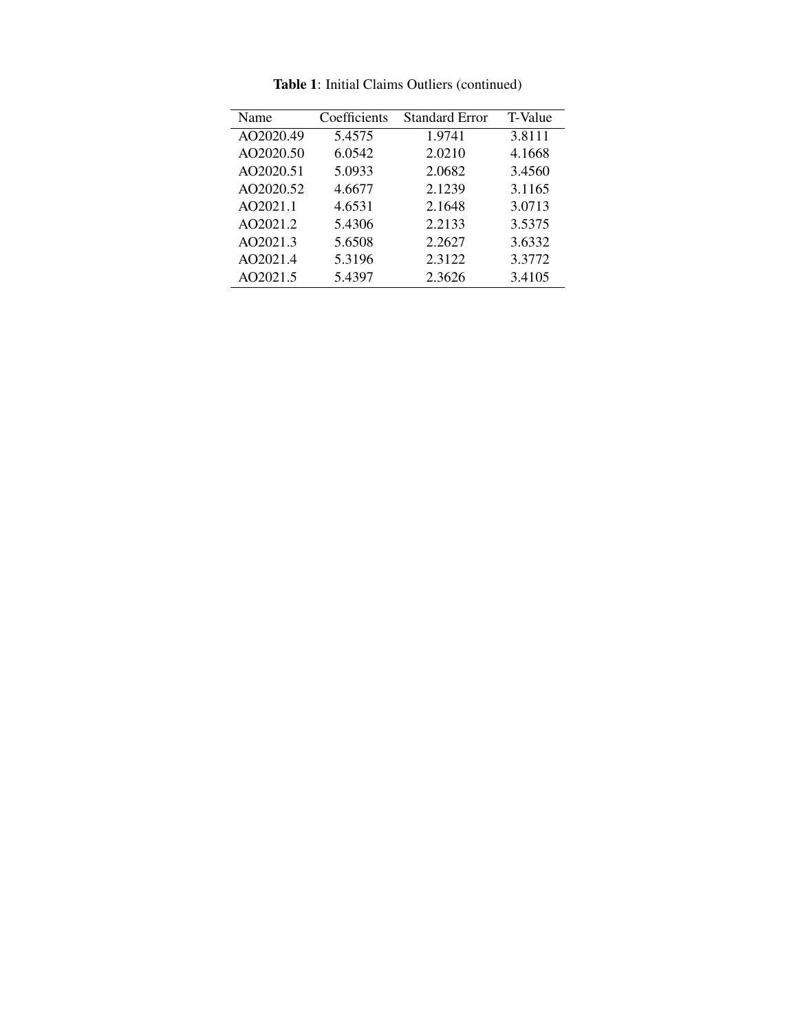**Table 1**: Initial Claims Outliers (continued)

| Name | Coefficients | Standard Error | T-Value |
|---|---|---|---|
| AO2020.49 | 5.4575 | 1.9741 | 3.8111 |
| AO2020.50 | 6.0542 | 2.0210 | 4.1668 |
| AO2020.51 | 5.0933 | 2.0682 | 3.4560 |
| AO2020.52 | 4.6677 | 2.1239 | 3.1165 |
| AO2021.1 | 4.6531 | 2.1648 | 3.0713 |
| AO2021.2 | 5.4306 | 2.2133 | 3.5375 |
| AO2021.3 | 5.6508 | 2.2627 | 3.6332 |
| AO2021.4 | 5.3196 | 2.3122 | 3.3772 |
| AO2021.5 | 5.4397 | 2.3626 | 3.4105 |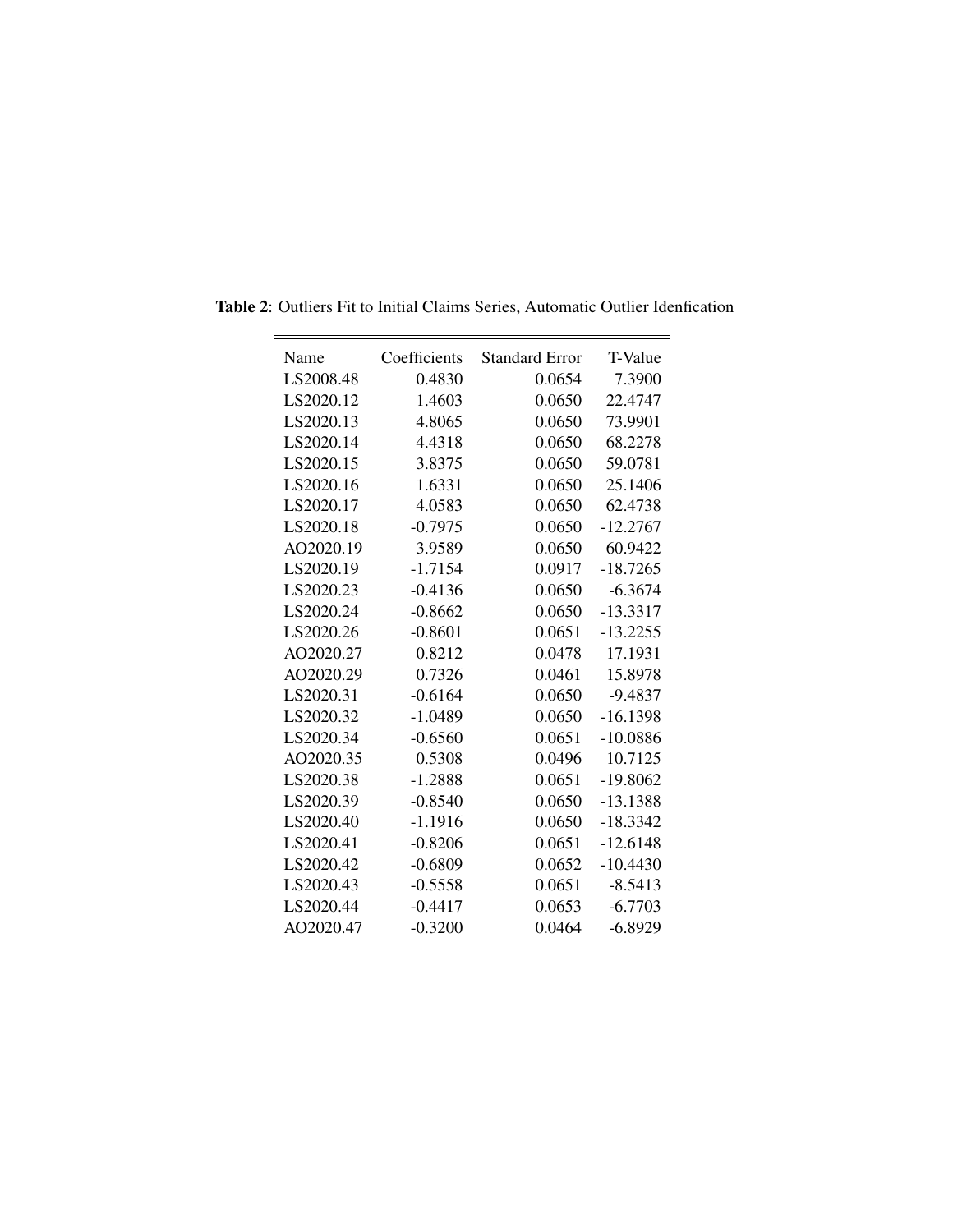**Table 2**: Outliers Fit to Initial Claims Series, Automatic Outlier Idenfication

| Name | Coefficients | Standard Error | T-Value |
|---|---|---|---|
| LS2008.48 | 0.4830 | 0.0654 | 7.3900 |
| LS2020.12 | 1.4603 | 0.0650 | 22.4747 |
| LS2020.13 | 4.8065 | 0.0650 | 73.9901 |
| LS2020.14 | 4.4318 | 0.0650 | 68.2278 |
| LS2020.15 | 3.8375 | 0.0650 | 59.0781 |
| LS2020.16 | 1.6331 | 0.0650 | 25.1406 |
| LS2020.17 | 4.0583 | 0.0650 | 62.4738 |
| LS2020.18 | -0.7975 | 0.0650 | -12.2767 |
| AO2020.19 | 3.9589 | 0.0650 | 60.9422 |
| LS2020.19 | -1.7154 | 0.0917 | -18.7265 |
| LS2020.23 | -0.4136 | 0.0650 | -6.3674 |
| LS2020.24 | -0.8662 | 0.0650 | -13.3317 |
| LS2020.26 | -0.8601 | 0.0651 | -13.2255 |
| AO2020.27 | 0.8212 | 0.0478 | 17.1931 |
| AO2020.29 | 0.7326 | 0.0461 | 15.8978 |
| LS2020.31 | -0.6164 | 0.0650 | -9.4837 |
| LS2020.32 | -1.0489 | 0.0650 | -16.1398 |
| LS2020.34 | -0.6560 | 0.0651 | -10.0886 |
| AO2020.35 | 0.5308 | 0.0496 | 10.7125 |
| LS2020.38 | -1.2888 | 0.0651 | -19.8062 |
| LS2020.39 | -0.8540 | 0.0650 | -13.1388 |
| LS2020.40 | -1.1916 | 0.0650 | -18.3342 |
| LS2020.41 | -0.8206 | 0.0651 | -12.6148 |
| LS2020.42 | -0.6809 | 0.0652 | -10.4430 |
| LS2020.43 | -0.5558 | 0.0651 | -8.5413 |
| LS2020.44 | -0.4417 | 0.0653 | -6.7703 |
| AO2020.47 | -0.3200 | 0.0464 | -6.8929 |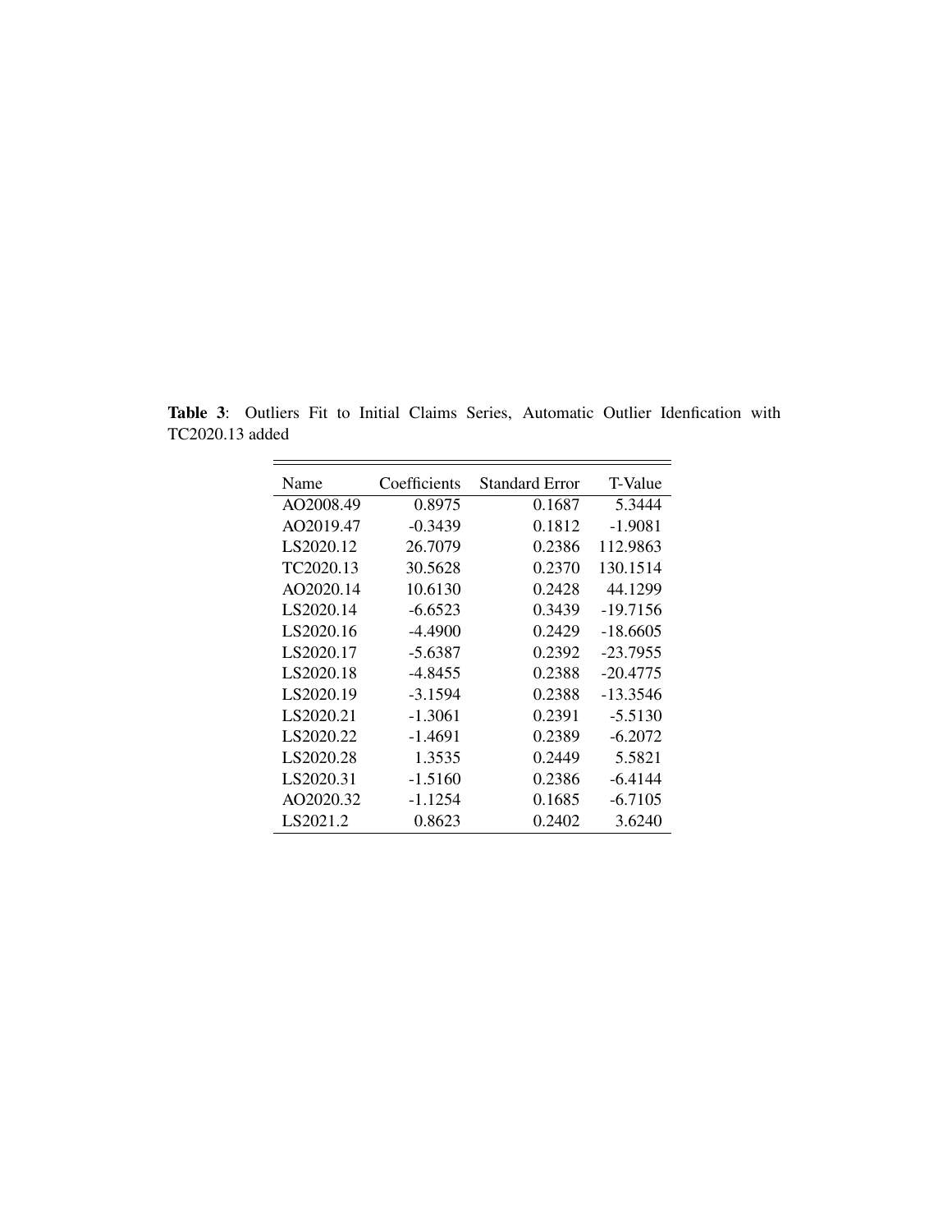**Table 3**: Outliers Fit to Initial Claims Series, Automatic Outlier Idenfication with TC2020.13 added

| Name | Coefficients | Standard Error | T-Value |
|---|---|---|---|
| AO2008.49 | 0.8975 | 0.1687 | 5.3444 |
| AO2019.47 | -0.3439 | 0.1812 | -1.9081 |
| LS2020.12 | 26.7079 | 0.2386 | 112.9863 |
| TC2020.13 | 30.5628 | 0.2370 | 130.1514 |
| AO2020.14 | 10.6130 | 0.2428 | 44.1299 |
| LS2020.14 | -6.6523 | 0.3439 | -19.7156 |
| LS2020.16 | -4.4900 | 0.2429 | -18.6605 |
| LS2020.17 | -5.6387 | 0.2392 | -23.7955 |
| LS2020.18 | -4.8455 | 0.2388 | -20.4775 |
| LS2020.19 | -3.1594 | 0.2388 | -13.3546 |
| LS2020.21 | -1.3061 | 0.2391 | -5.5130 |
| LS2020.22 | -1.4691 | 0.2389 | -6.2072 |
| LS2020.28 | 1.3535 | 0.2449 | 5.5821 |
| LS2020.31 | -1.5160 | 0.2386 | -6.4144 |
| AO2020.32 | -1.1254 | 0.1685 | -6.7105 |
| LS2021.2 | 0.8623 | 0.2402 | 3.6240 |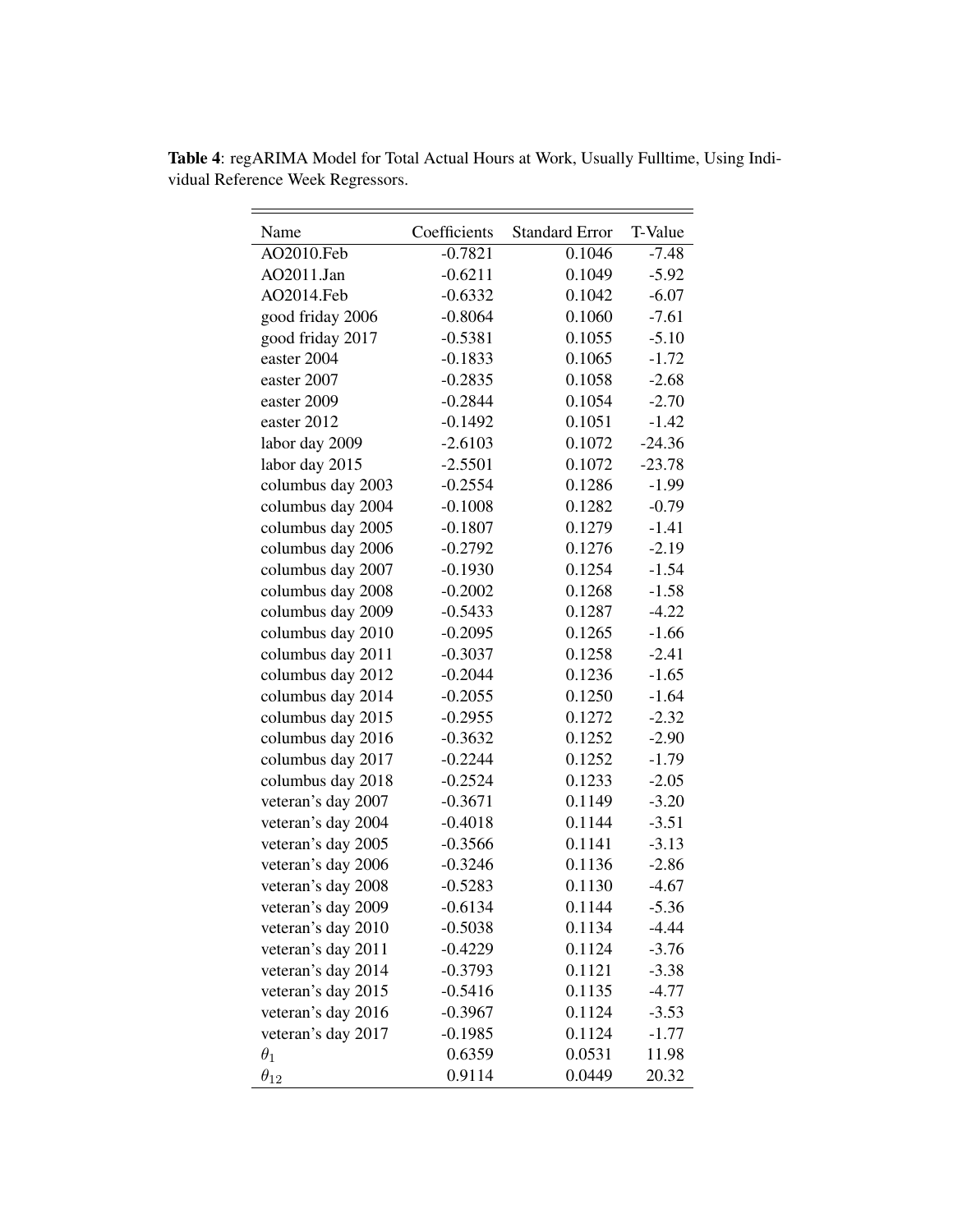**Table 4**: regARIMA Model for Total Actual Hours at Work, Usually Fulltime, Using Individual Reference Week Regressors.

| Name | Coefficients | Standard Error | T-Value |
|---|---|---|---|
| AO2010.Feb | -0.7821 | 0.1046 | -7.48 |
| AO2011.Jan | -0.6211 | 0.1049 | -5.92 |
| AO2014.Feb | -0.6332 | 0.1042 | -6.07 |
| good friday 2006 | -0.8064 | 0.1060 | -7.61 |
| good friday 2017 | -0.5381 | 0.1055 | -5.10 |
| easter 2004 | -0.1833 | 0.1065 | -1.72 |
| easter 2007 | -0.2835 | 0.1058 | -2.68 |
| easter 2009 | -0.2844 | 0.1054 | -2.70 |
| easter 2012 | -0.1492 | 0.1051 | -1.42 |
| labor day 2009 | -2.6103 | 0.1072 | -24.36 |
| labor day 2015 | -2.5501 | 0.1072 | -23.78 |
| columbus day 2003 | -0.2554 | 0.1286 | -1.99 |
| columbus day 2004 | -0.1008 | 0.1282 | -0.79 |
| columbus day 2005 | -0.1807 | 0.1279 | -1.41 |
| columbus day 2006 | -0.2792 | 0.1276 | -2.19 |
| columbus day 2007 | -0.1930 | 0.1254 | -1.54 |
| columbus day 2008 | -0.2002 | 0.1268 | -1.58 |
| columbus day 2009 | -0.5433 | 0.1287 | -4.22 |
| columbus day 2010 | -0.2095 | 0.1265 | -1.66 |
| columbus day 2011 | -0.3037 | 0.1258 | -2.41 |
| columbus day 2012 | -0.2044 | 0.1236 | -1.65 |
| columbus day 2014 | -0.2055 | 0.1250 | -1.64 |
| columbus day 2015 | -0.2955 | 0.1272 | -2.32 |
| columbus day 2016 | -0.3632 | 0.1252 | -2.90 |
| columbus day 2017 | -0.2244 | 0.1252 | -1.79 |
| columbus day 2018 | -0.2524 | 0.1233 | -2.05 |
| veteran's day 2007 | -0.3671 | 0.1149 | -3.20 |
| veteran's day 2004 | -0.4018 | 0.1144 | -3.51 |
| veteran's day 2005 | -0.3566 | 0.1141 | -3.13 |
| veteran's day 2006 | -0.3246 | 0.1136 | -2.86 |
| veteran's day 2008 | -0.5283 | 0.1130 | -4.67 |
| veteran's day 2009 | -0.6134 | 0.1144 | -5.36 |
| veteran's day 2010 | -0.5038 | 0.1134 | -4.44 |
| veteran's day 2011 | -0.4229 | 0.1124 | -3.76 |
| veteran's day 2014 | -0.3793 | 0.1121 | -3.38 |
| veteran's day 2015 | -0.5416 | 0.1135 | -4.77 |
| veteran's day 2016 | -0.3967 | 0.1124 | -3.53 |
| veteran's day 2017 | -0.1985 | 0.1124 | -1.77 |
| $\theta_1$ | 0.6359 | 0.0531 | 11.98 |
| $\theta_{12}$ | 0.9114 | 0.0449 | 20.32 |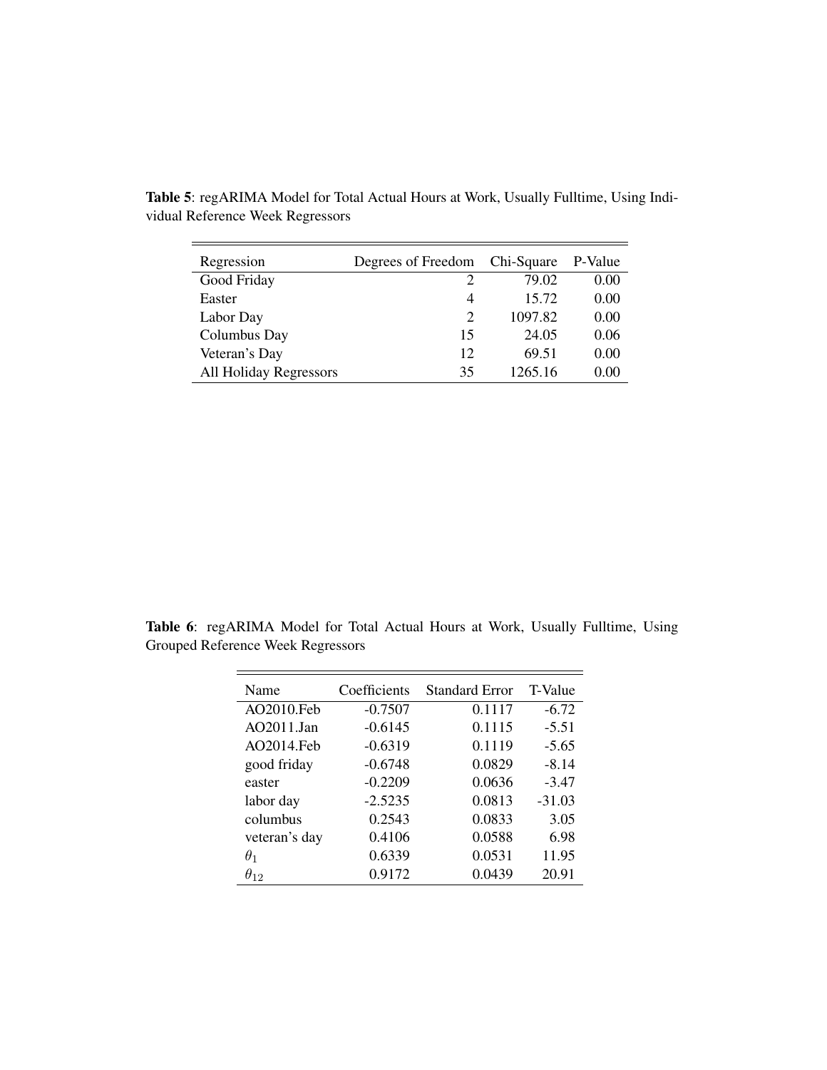**Table 5**: regARIMA Model for Total Actual Hours at Work, Usually Fulltime, Using Individual Reference Week Regressors

| Regression | Degrees of Freedom | Chi-Square | P-Value |
|---|---|---|---|
| Good Friday | 2 | 79.02 | 0.00 |
| Easter | 4 | 15.72 | 0.00 |
| Labor Day | 2 | 1097.82 | 0.00 |
| Columbus Day | 15 | 24.05 | 0.06 |
| Veteran's Day | 12 | 69.51 | 0.00 |
| All Holiday Regressors | 35 | 1265.16 | 0.00 |

**Table 6**: regARIMA Model for Total Actual Hours at Work, Usually Fulltime, Using Grouped Reference Week Regressors

| Name | Coefficients | Standard Error | T-Value |
|---|---|---|---|
| AO2010.Feb | -0.7507 | 0.1117 | -6.72 |
| AO2011.Jan | -0.6145 | 0.1115 | -5.51 |
| AO2014.Feb | -0.6319 | 0.1119 | -5.65 |
| good friday | -0.6748 | 0.0829 | -8.14 |
| easter | -0.2209 | 0.0636 | -3.47 |
| labor day | -2.5235 | 0.0813 | -31.03 |
| columbus | 0.2543 | 0.0833 | 3.05 |
| veteran's day | 0.4106 | 0.0588 | 6.98 |
| $\theta_1$ | 0.6339 | 0.0531 | 11.95 |
| $\theta_{12}$ | 0.9172 | 0.0439 | 20.91 |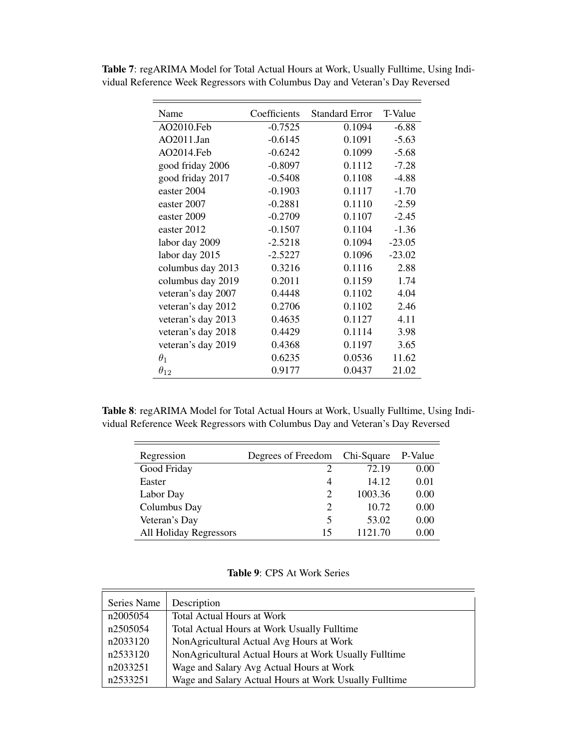**Table 7**: regARIMA Model for Total Actual Hours at Work, Usually Fulltime, Using Individual Reference Week Regressors with Columbus Day and Veteran's Day Reversed

| Name | Coefficients | Standard Error | T-Value |
|---|---|---|---|
| AO2010.Feb | -0.7525 | 0.1094 | -6.88 |
| AO2011.Jan | -0.6145 | 0.1091 | -5.63 |
| AO2014.Feb | -0.6242 | 0.1099 | -5.68 |
| good friday 2006 | -0.8097 | 0.1112 | -7.28 |
| good friday 2017 | -0.5408 | 0.1108 | -4.88 |
| easter 2004 | -0.1903 | 0.1117 | -1.70 |
| easter 2007 | -0.2881 | 0.1110 | -2.59 |
| easter 2009 | -0.2709 | 0.1107 | -2.45 |
| easter 2012 | -0.1507 | 0.1104 | -1.36 |
| labor day 2009 | -2.5218 | 0.1094 | -23.05 |
| labor day 2015 | -2.5227 | 0.1096 | -23.02 |
| columbus day 2013 | 0.3216 | 0.1116 | 2.88 |
| columbus day 2019 | 0.2011 | 0.1159 | 1.74 |
| veteran's day 2007 | 0.4448 | 0.1102 | 4.04 |
| veteran's day 2012 | 0.2706 | 0.1102 | 2.46 |
| veteran's day 2013 | 0.4635 | 0.1127 | 4.11 |
| veteran's day 2018 | 0.4429 | 0.1114 | 3.98 |
| veteran's day 2019 | 0.4368 | 0.1197 | 3.65 |
| $\theta_1$ | 0.6235 | 0.0536 | 11.62 |
| $\theta_{12}$ | 0.9177 | 0.0437 | 21.02 |

**Table 8**: regARIMA Model for Total Actual Hours at Work, Usually Fulltime, Using Individual Reference Week Regressors with Columbus Day and Veteran's Day Reversed

| Regression | Degrees of Freedom | Chi-Square | P-Value |
|---|---|---|---|
| Good Friday | 2 | 72.19 | 0.00 |
| Easter | 4 | 14.12 | 0.01 |
| Labor Day | 2 | 1003.36 | 0.00 |
| Columbus Day | 2 | 10.72 | 0.00 |
| Veteran's Day | 5 | 53.02 | 0.00 |
| All Holiday Regressors | 15 | 1121.70 | 0.00 |

**Table 9**: CPS At Work Series

| Series Name | Description |
|---|---|
| n2005054 | Total Actual Hours at Work |
| n2505054 | Total Actual Hours at Work Usually Fulltime |
| n2033120 | NonAgricultural Actual Avg Hours at Work |
| n2533120 | NonAgricultural Actual Hours at Work Usually Fulltime |
| n2033251 | Wage and Salary Avg Actual Hours at Work |
| n2533251 | Wage and Salary Actual Hours at Work Usually Fulltime |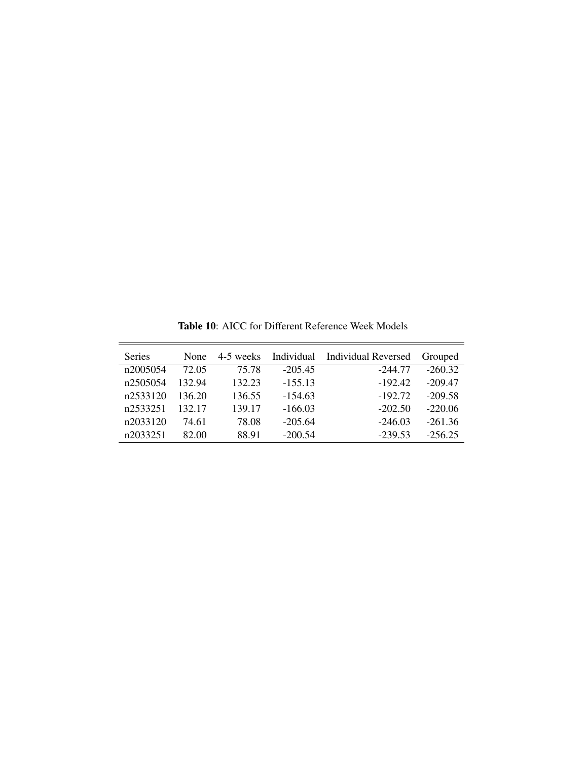**Table 10**: AICC for Different Reference Week Models

| Series | None | 4-5 weeks | Individual | Individual Reversed | Grouped |
|---|---|---|---|---|---|
| n2005054 | 72.05 | 75.78 | -205.45 | -244.77 | -260.32 |
| n2505054 | 132.94 | 132.23 | -155.13 | -192.42 | -209.47 |
| n2533120 | 136.20 | 136.55 | -154.63 | -192.72 | -209.58 |
| n2533251 | 132.17 | 139.17 | -166.03 | -202.50 | -220.06 |
| n2033120 | 74.61 | 78.08 | -205.64 | -246.03 | -261.36 |
| n2033251 | 82.00 | 88.91 | -200.54 | -239.53 | -256.25 |